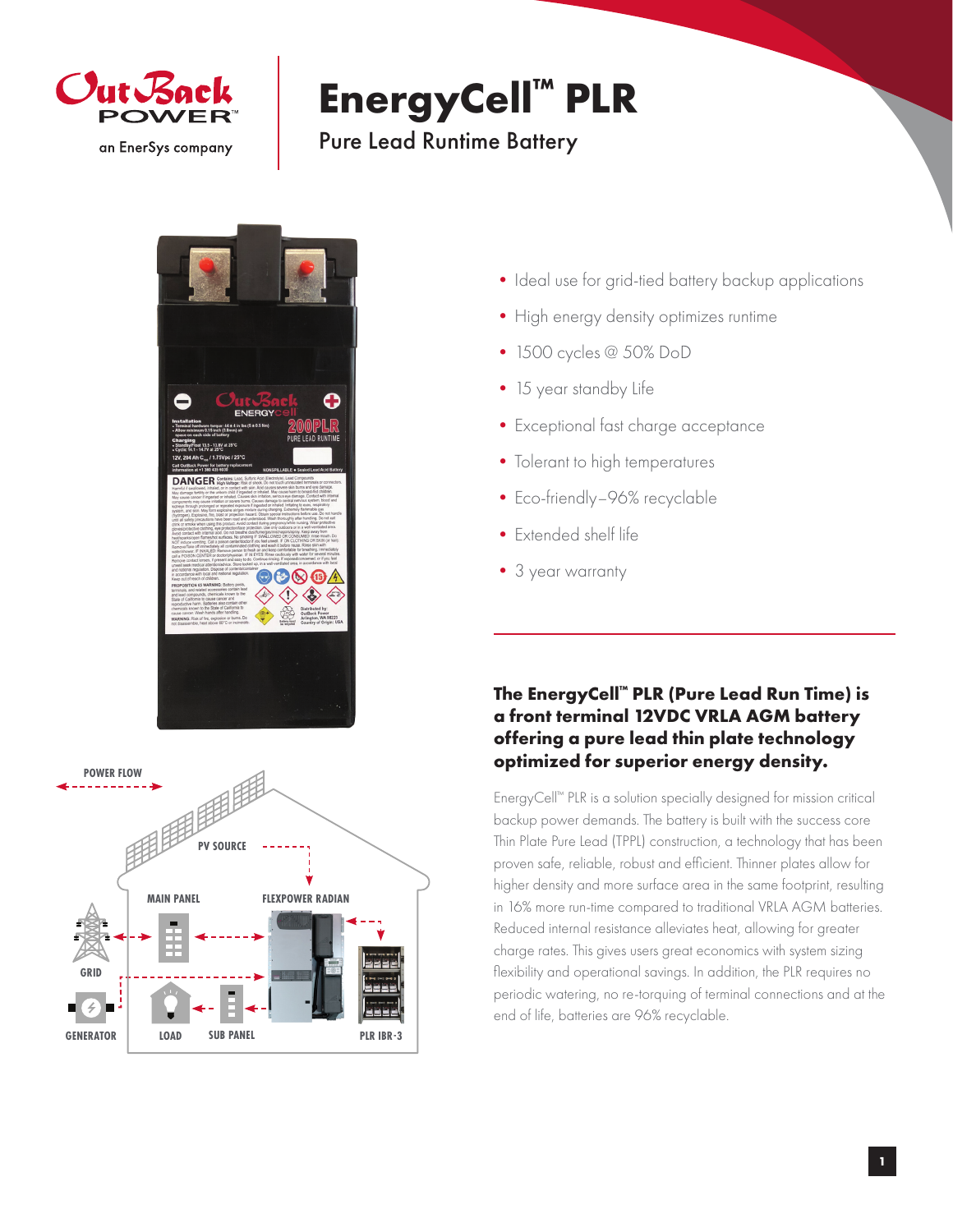OutBack POWER

an EnerSys company

# EnergyCell™ PLR

Pure Lead Runtime Battery

- Ideal use for grid-tied battery backup applications
- High energy density optimizes runtime
- 1500 cycles @ 50% DoD
- 15 year standby Life
- Exceptional fast charge acceptance
- Tolerant to high temperatures
- Eco-friendly–96% recyclable
- Extended shelf life
- 3 year warranty

**The EnergyCell™ PLR (Pure Lead Run Time) is a front terminal 12VDC VRLA AGM battery offering a pure lead thin plate technology optimized for superior energy density.**

EnergyCell™ PLR is a solution specially designed for mission critical backup power demands. The battery is built with the success core Thin Plate Pure Lead (TPPL) construction, a technology that has been proven safe, reliable, robust and efficient. Thinner plates allow for higher density and more surface area in the same footprint, resulting in 16% more run-time compared to traditional VRLA AGM batteries. Reduced internal resistance alleviates heat, allowing for greater charge rates. This gives users great economics with system sizing flexibility and operational savings. In addition, the PLR requires no periodic watering, no re-torquing of terminal connections and at the end of life, batteries are 96% recyclable.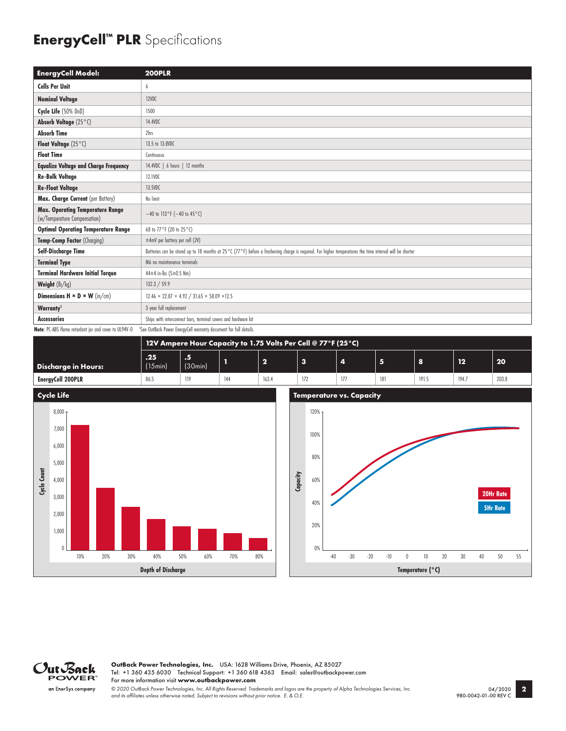# EnergyCell™ PLR Specifications

| EnergyCell Model: | 200PLR |
|---|---|
| **Cells Per Unit** | 6 |
| **Nominal Voltage** | 12VDC |
| **Cycle Life** (50% DoD) | 1500 |
| **Absorb Voltage** (25°C) | 14.4VDC |
| **Absorb Time** | 2hrs |
| **Float Voltage** (25°C) | 13.5 to 13.8VDC |
| **Float Time** | Continuous |
| **Equalize Voltage and Charge Frequency** | 14.4VDC \| 6 hours \| 12 months |
| **Re-Bulk Voltage** | 12.1VDC |
| **Re-Float Voltage** | 13.5VDC |
| **Max. Charge Current** (per Battery) | No limit |
| **Max. Operating Temperature Range** (w/Temperature Compensation) | −40 to 113°F (−40 to 45°C) |
| **Optimal Operating Temperature Range** | 68 to 77°F (20 to 25°C) |
| **Temp-Comp Factor** (Charging) | ±4mV per battery per cell (2V) |
| **Self-Discharge Time** | Batteries can be stored up to 18 months at 25°C (77°F) before a freshening charge is required. For higher temperatures the time interval will be shorter |
| **Terminal Type** | M6 no maintenance terminals |
| **Terminal Hardware Initial Torque** | 44±4 in-lbs (5±0.5 Nm) |
| **Weight** (lb/kg) | 132.3 / 59.9 |
| **Dimensions H × D × W** (in/cm) | 12.46 × 22.87 × 4.92 / 31.65 × 58.09 ×12.5 |
| **Warranty**[1] | 3 year full replacement |
| **Accessories** | Ships with interconnect bars, terminal covers and hardware kit |

**Note**: PC-ABS flame retardant jar and cover to UL94V-0 [1]See OutBack Power EnergyCell warranty document for full details.

| Discharge in Hours: | 12V Ampere Hour Capacity to 1.75 Volts Per Cell @ 77°F (25°C) | | | | | | | | |
|---|---|---|---|---|---|---|---|---|---|
| | .25 (15min) | .5 (30min) | 1 | 2 | 3 | 4 | 5 | 8 | 12 | 20 |
| **EnergyCell 200PLR** | 86.5 | 119 | 144 | 163.4 | 172 | 177 | 181 | 191.5 | 194.7 | 203.8 |

## Cycle Life

Cycle Count

8,000
7,000
6,000
5,000
4,000
3,000
2,000
1,000
0

10% 20% 30% 40% 50% 60% 70% 80%

Depth of Discharge

## Temperature vs. Capacity

Capacity

120%
100%
80%
60%
40%
20%
0%

-40 -30 -20 -10 0 10 20 30 40 50 55

Temperature (°C)

20Hr Rate
5Hr Rate

**OutBack Power Technologies, Inc.** USA: 1628 Williams Drive, Phoenix, AZ 85027
Tel: +1 360 435 6030 Technical Support: +1 360 618 4363 Email: sales@outbackpower.com
For more information visit **www.outbackpower.com**

OutBack POWER — an EnerSys company

*© 2020 OutBack Power Technologies, Inc. All Rights Reserved. Trademarks and logos are the property of Alpha Technologies Services, Inc. and its affiliates unless otherwise noted. Subject to revisions without prior notice. E. & O.E.*

04/2020
980-0042-01-00 REV C